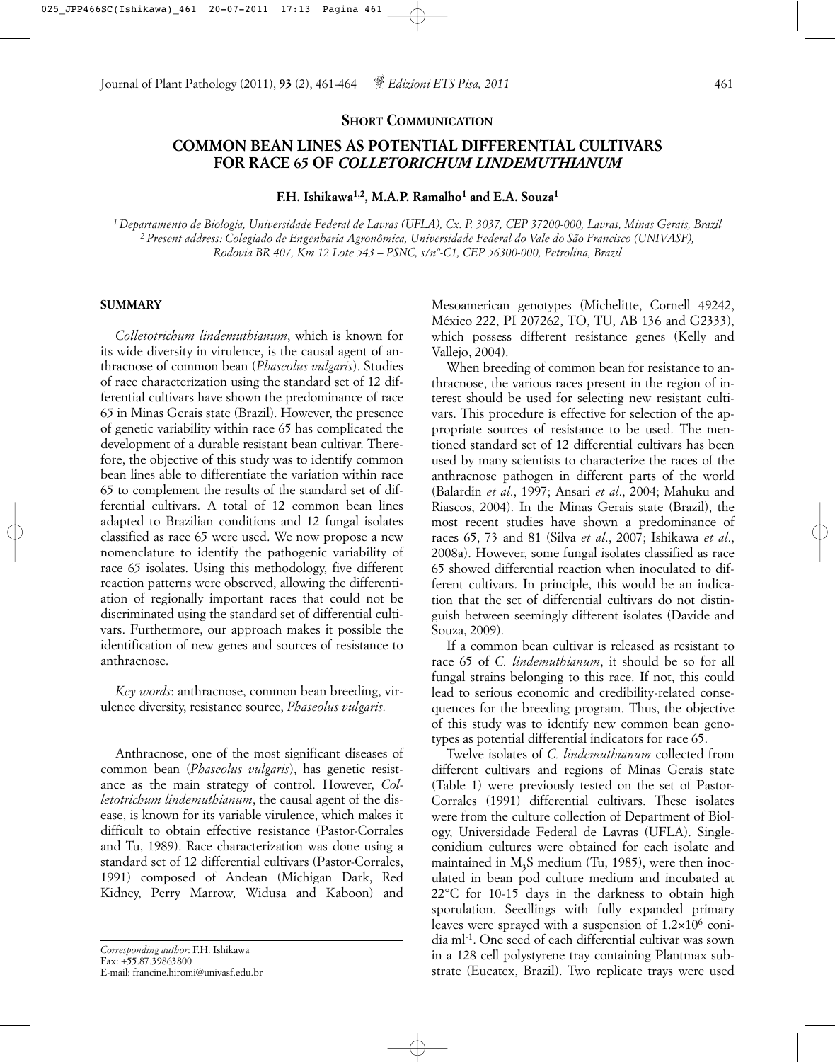**SHORT COMMUNICATION**

# COMMON BEAN LINES AS POTENTIAL DIFFERENTIAL CULTIVARS FOR RACE 65 OF *COLLETORICHUM LINDEMUTHIANUM*

**F.H. Ishikawa[1,2], M.A.P. Ramalho[1] and E.A. Souza[1]**

*[1] Departamento de Biologia, Universidade Federal de Lavras (UFLA), Cx. P. 3037, CEP 37200-000, Lavras, Minas Gerais, Brazil*
*[2] Present address: Colegiado de Engenharia Agronômica, Universidade Federal do Vale do São Francisco (UNIVASF), Rodovia BR 407, Km 12 Lote 543 – PSNC, s/nº-C1, CEP 56300-000, Petrolina, Brazil*

## SUMMARY

*Colletotrichum lindemuthianum*, which is known for its wide diversity in virulence, is the causal agent of anthracnose of common bean (*Phaseolus vulgaris*). Studies of race characterization using the standard set of 12 differential cultivars have shown the predominance of race 65 in Minas Gerais state (Brazil). However, the presence of genetic variability within race 65 has complicated the development of a durable resistant bean cultivar. Therefore, the objective of this study was to identify common bean lines able to differentiate the variation within race 65 to complement the results of the standard set of differential cultivars. A total of 12 common bean lines adapted to Brazilian conditions and 12 fungal isolates classified as race 65 were used. We now propose a new nomenclature to identify the pathogenic variability of race 65 isolates. Using this methodology, five different reaction patterns were observed, allowing the differentiation of regionally important races that could not be discriminated using the standard set of differential cultivars. Furthermore, our approach makes it possible the identification of new genes and sources of resistance to anthracnose.

*Key words*: anthracnose, common bean breeding, virulence diversity, resistance source, *Phaseolus vulgaris.*

Anthracnose, one of the most significant diseases of common bean (*Phaseolus vulgaris*), has genetic resistance as the main strategy of control. However, *Colletotrichum lindemuthianum*, the causal agent of the disease, is known for its variable virulence, which makes it difficult to obtain effective resistance (Pastor-Corrales and Tu, 1989). Race characterization was done using a standard set of 12 differential cultivars (Pastor-Corrales, 1991) composed of Andean (Michigan Dark, Red Kidney, Perry Marrow, Widusa and Kaboon) and Mesoamerican genotypes (Michelitte, Cornell 49242, México 222, PI 207262, TO, TU, AB 136 and G2333), which possess different resistance genes (Kelly and Vallejo, 2004).

When breeding of common bean for resistance to anthracnose, the various races present in the region of interest should be used for selecting new resistant cultivars. This procedure is effective for selection of the appropriate sources of resistance to be used. The mentioned standard set of 12 differential cultivars has been used by many scientists to characterize the races of the anthracnose pathogen in different parts of the world (Balardin *et al*., 1997; Ansari *et al*., 2004; Mahuku and Riascos, 2004). In the Minas Gerais state (Brazil), the most recent studies have shown a predominance of races 65, 73 and 81 (Silva *et al*., 2007; Ishikawa *et al*., 2008a). However, some fungal isolates classified as race 65 showed differential reaction when inoculated to different cultivars. In principle, this would be an indication that the set of differential cultivars do not distinguish between seemingly different isolates (Davide and Souza, 2009).

If a common bean cultivar is released as resistant to race 65 of *C. lindemuthianum*, it should be so for all fungal strains belonging to this race. If not, this could lead to serious economic and credibility-related consequences for the breeding program. Thus, the objective of this study was to identify new common bean genotypes as potential differential indicators for race 65.

Twelve isolates of *C. lindemuthianum* collected from different cultivars and regions of Minas Gerais state (Table 1) were previously tested on the set of Pastor-Corrales (1991) differential cultivars. These isolates were from the culture collection of Department of Biology, Universidade Federal de Lavras (UFLA). Single-conidium cultures were obtained for each isolate and maintained in $M_3S$ medium (Tu, 1985), were then inoculated in bean pod culture medium and incubated at 22°C for 10-15 days in the darkness to obtain high sporulation. Seedlings with fully expanded primary leaves were sprayed with a suspension of $1.2 \times 10^6$ conidia ml$^{-1}$. One seed of each differential cultivar was sown in a 128 cell polystyrene tray containing Plantmax substrate (Eucatex, Brazil). Two replicate trays were used

*Corresponding author*: F.H. Ishikawa
Fax: +55.87.39863800
E-mail: francine.hiromi@univasf.edu.br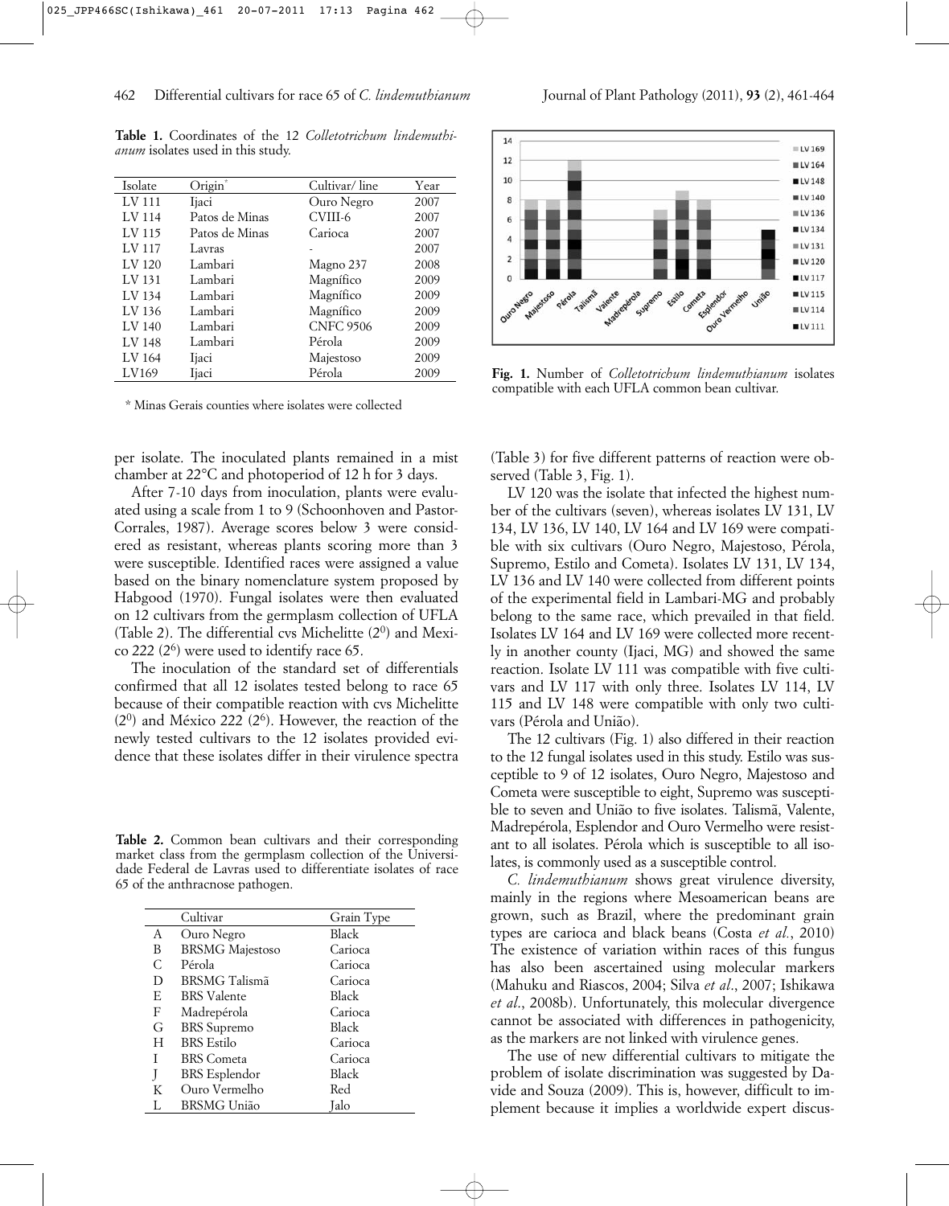**Table 1.** Coordinates of the 12 *Colletotrichum lindemuthianum* isolates used in this study.

| Isolate | Origin* | Cultivar/ line | Year |
|---|---|---|---|
| LV 111 | Ijaci | Ouro Negro | 2007 |
| LV 114 | Patos de Minas | CVIII-6 | 2007 |
| LV 115 | Patos de Minas | Carioca | 2007 |
| LV 117 | Lavras | - | 2007 |
| LV 120 | Lambari | Magno 237 | 2008 |
| LV 131 | Lambari | Magnífico | 2009 |
| LV 134 | Lambari | Magnífico | 2009 |
| LV 136 | Lambari | Magnífico | 2009 |
| LV 140 | Lambari | CNFC 9506 | 2009 |
| LV 148 | Lambari | Pérola | 2009 |
| LV 164 | Ijaci | Majestoso | 2009 |
| LV169 | Ijaci | Pérola | 2009 |

\* Minas Gerais counties where isolates were collected

per isolate. The inoculated plants remained in a mist chamber at 22°C and photoperiod of 12 h for 3 days.

After 7-10 days from inoculation, plants were evaluated using a scale from 1 to 9 (Schoonhoven and Pastor-Corrales, 1987). Average scores below 3 were considered as resistant, whereas plants scoring more than 3 were susceptible. Identified races were assigned a value based on the binary nomenclature system proposed by Habgood (1970). Fungal isolates were then evaluated on 12 cultivars from the germplasm collection of UFLA (Table 2). The differential cvs Michelitte ($2^0$) and Mexico 222 ($2^6$) were used to identify race 65.

The inoculation of the standard set of differentials confirmed that all 12 isolates tested belong to race 65 because of their compatible reaction with cvs Michelitte ($2^0$) and México 222 ($2^6$). However, the reaction of the newly tested cultivars to the 12 isolates provided evidence that these isolates differ in their virulence spectra

**Table 2.** Common bean cultivars and their corresponding market class from the germplasm collection of the Universidade Federal de Lavras used to differentiate isolates of race 65 of the anthracnose pathogen.

| | Cultivar | Grain Type |
|---|---|---|
| A | Ouro Negro | Black |
| B | BRSMG Majestoso | Carioca |
| C | Pérola | Carioca |
| D | BRSMG Talismã | Carioca |
| E | BRS Valente | Black |
| F | Madrepérola | Carioca |
| G | BRS Supremo | Black |
| H | BRS Estilo | Carioca |
| I | BRS Cometa | Carioca |
| J | BRS Esplendor | Black |
| K | Ouro Vermelho | Red |
| L | BRSMG União | Jalo |

**Fig. 1.** Number of *Colletotrichum lindemuthianum* isolates compatible with each UFLA common bean cultivar.

(Table 3) for five different patterns of reaction were observed (Table 3, Fig. 1).

LV 120 was the isolate that infected the highest number of the cultivars (seven), whereas isolates LV 131, LV 134, LV 136, LV 140, LV 164 and LV 169 were compatible with six cultivars (Ouro Negro, Majestoso, Pérola, Supremo, Estilo and Cometa). Isolates LV 131, LV 134, LV 136 and LV 140 were collected from different points of the experimental field in Lambari-MG and probably belong to the same race, which prevailed in that field. Isolates LV 164 and LV 169 were collected more recently in another county (Ijaci, MG) and showed the same reaction. Isolate LV 111 was compatible with five cultivars and LV 117 with only three. Isolates LV 114, LV 115 and LV 148 were compatible with only two cultivars (Pérola and União).

The 12 cultivars (Fig. 1) also differed in their reaction to the 12 fungal isolates used in this study. Estilo was susceptible to 9 of 12 isolates, Ouro Negro, Majestoso and Cometa were susceptible to eight, Supremo was susceptible to seven and União to five isolates. Talismã, Valente, Madrepérola, Esplendor and Ouro Vermelho were resistant to all isolates. Pérola which is susceptible to all isolates, is commonly used as a susceptible control.

*C. lindemuthianum* shows great virulence diversity, mainly in the regions where Mesoamerican beans are grown, such as Brazil, where the predominant grain types are carioca and black beans (Costa *et al.*, 2010) The existence of variation within races of this fungus has also been ascertained using molecular markers (Mahuku and Riascos, 2004; Silva *et al*., 2007; Ishikawa *et al*., 2008b). Unfortunately, this molecular divergence cannot be associated with differences in pathogenicity, as the markers are not linked with virulence genes.

The use of new differential cultivars to mitigate the problem of isolate discrimination was suggested by Davide and Souza (2009). This is, however, difficult to implement because it implies a worldwide expert discus-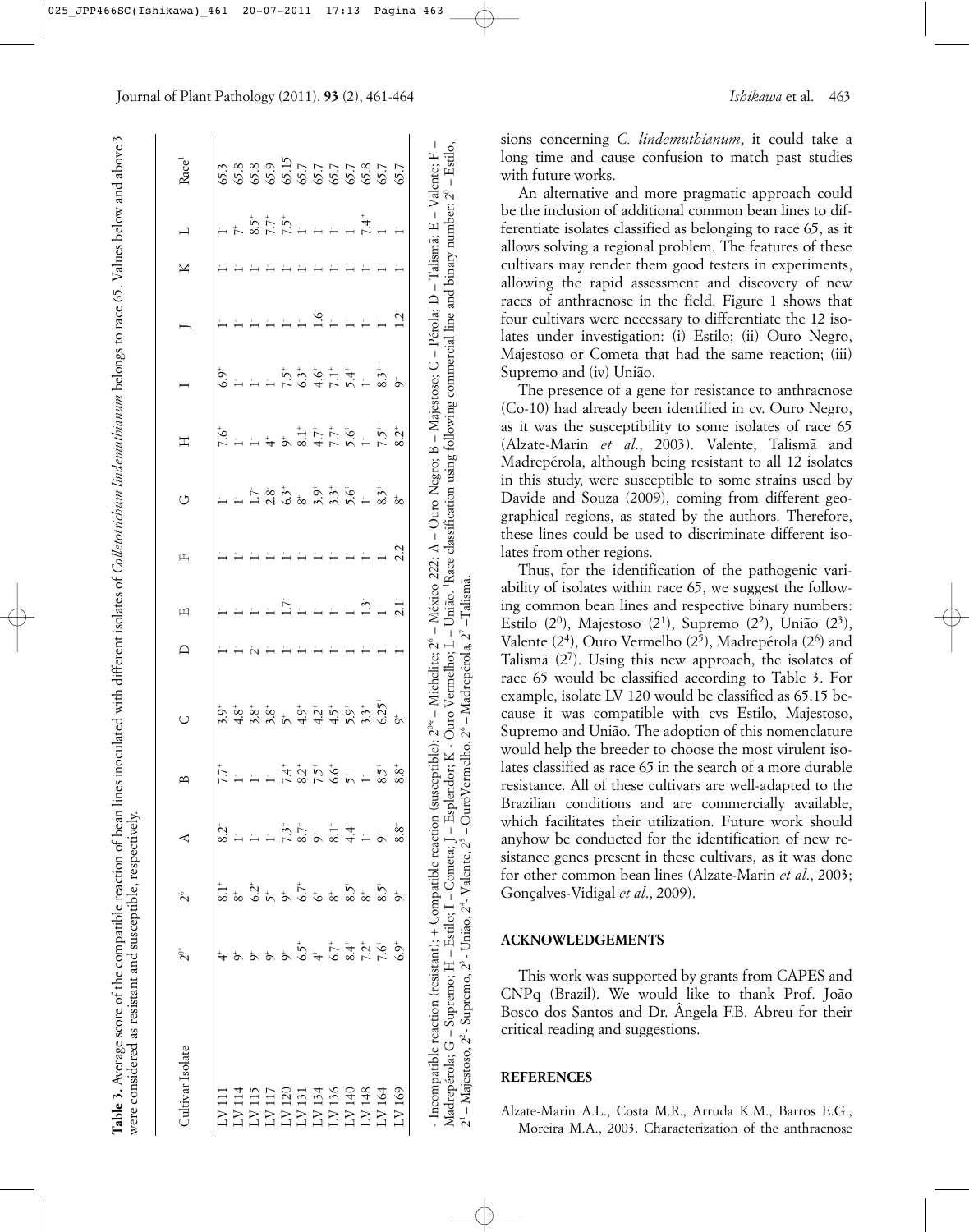**Table 3.** Average score of the compatible reaction of bean lines inoculated with different isolates of *Colletotrichum lindemuthianum* belongs to race 65. Values below and above 3 were considered as resistant and susceptible, respectively.

| Cultivar Isolate | $2^{0*}$ | $2^6$ | A | B | C | D | E | F | G | H | I | J | K | L | Race[1] |
|---|---|---|---|---|---|---|---|---|---|---|---|---|---|---|---|
| LV 111 | $4^+$ | $8.1^+$ | $8.2^+$ | $7.7^+$ | $3.9^+$ | $1^-$ | $1^-$ | $1^-$ | $1^-$ | $7.6^+$ | $6.9^+$ | $1^-$ | $1^-$ | $1^-$ | 65.3 |
| LV 114 | $9^+$ | $8^+$ | $1^-$ | $1^-$ | $4.8^+$ | $1^-$ | $1^-$ | $1^-$ | $1^-$ | $1^-$ | $1^-$ | $1^-$ | $1^-$ | $7^+$ | 65.8 |
| LV 115 | $9^+$ | $6.2^+$ | $1^-$ | $1^-$ | $3.8^+$ | $2^-$ | $1^-$ | $1^-$ | $1.7^-$ | $1^-$ | $1^-$ | $1^-$ | $1^-$ | $8.5^+$ | 65.8 |
| LV 117 | $9^+$ | $5^+$ | $1^-$ | $1^-$ | $3.8^+$ | $1^-$ | $1^-$ | $1^-$ | $2.8^-$ | $4^+$ | $1^-$ | $1^-$ | $1^-$ | $7.7^+$ | 65.9 |
| LV 120 | $9^+$ | $9^+$ | $7.3^+$ | $7.4^+$ | $5^+$ | $1^-$ | $1.7^-$ | $1^-$ | $6.3^+$ | $9^+$ | $7.5^+$ | $1^-$ | $1^-$ | $7.5^+$ | 65.15 |
| LV 131 | $6.5^+$ | $6.7^+$ | $8.7^+$ | $8.2^+$ | $4.9^+$ | $1^-$ | $1^-$ | $1^-$ | $8^+$ | $8.1^+$ | $6.3^+$ | $1^-$ | $1^-$ | $1^-$ | 65.7 |
| LV 134 | $4^+$ | $6^+$ | $9^+$ | $7.5^+$ | $4.2^+$ | $1^-$ | $1^-$ | $1^-$ | $3.9^+$ | $4.7^+$ | $4.6^+$ | $1.6^-$ | $1^-$ | $1^-$ | 65.7 |
| LV 136 | $6.7^+$ | $8^+$ | $8.1^+$ | $6.6^+$ | $4.5^+$ | $1^-$ | $1^-$ | $1^-$ | $3.3^+$ | $7.7^+$ | $7.1^+$ | $1^-$ | $1^-$ | $1^-$ | 65.7 |
| LV 140 | $8.4^+$ | $8.5^+$ | $4.4^+$ | $5^+$ | $5.9^+$ | $1^-$ | $1^-$ | $1^-$ | $5.6^+$ | $5.6^+$ | $5.4^+$ | $1^-$ | $1^-$ | $1^-$ | 65.7 |
| LV 148 | $7.2^+$ | $8^+$ | $1^-$ | $1^-$ | $3.3^+$ | $1^-$ | $1.3^-$ | $1^-$ | $1^-$ | $1^-$ | $1^-$ | $1^-$ | $1^-$ | $7.4^+$ | 65.8 |
| LV 164 | $7.6^+$ | $8.5^+$ | $9^+$ | $8.5^+$ | $6.25^+$ | $1^-$ | $1^-$ | $1^-$ | $8.3^+$ | $7.5^+$ | $8.3^+$ | $1^-$ | $1^-$ | $1^-$ | 65.7 |
| LV 169 | $6.9^+$ | $9^+$ | $8.8^+$ | $8.8^+$ | $9^+$ | $1^-$ | $2.1^-$ | $2.2^-$ | $8^+$ | $8.2^+$ | $9^+$ | $1.2^-$ | $1^-$ | $1^-$ | 65.7 |

- Incompatible reaction (resistant); + Compatible reaction (susceptible); $2^{0*}$ – Michelite; $2^6$ – México 222; A – Ouro Negro; B – Majestoso; C – Pérola; D – Talismã; E – Valente; F – Madrepérola; G – Supremo; H – Estilo; I – Cometa; J – Esplendor; K - Ouro Vermelho; L – União. [1]Race classification using following commercial line and binary number: $2^0$ – Estilo, $2^1$ – Majestoso, $2^2$ - Supremo, $2^3$ - União, $2^4$- Valente, $2^5$ – OuroVermelho, $2^6$ – Madrepérola, $2^7$ –Talismã.

sions concerning *C. lindemuthianum*, it could take a long time and cause confusion to match past studies with future works.

An alternative and more pragmatic approach could be the inclusion of additional common bean lines to differentiate isolates classified as belonging to race 65, as it allows solving a regional problem. The features of these cultivars may render them good testers in experiments, allowing the rapid assessment and discovery of new races of anthracnose in the field. Figure 1 shows that four cultivars were necessary to differentiate the 12 isolates under investigation: (i) Estilo; (ii) Ouro Negro, Majestoso or Cometa that had the same reaction; (iii) Supremo and (iv) União.

The presence of a gene for resistance to anthracnose (Co-10) had already been identified in cv. Ouro Negro, as it was the susceptibility to some isolates of race 65 (Alzate-Marin *et al*., 2003). Valente, Talismã and Madrepérola, although being resistant to all 12 isolates in this study, were susceptible to some strains used by Davide and Souza (2009), coming from different geographical regions, as stated by the authors. Therefore, these lines could be used to discriminate different isolates from other regions.

Thus, for the identification of the pathogenic variability of isolates within race 65, we suggest the following common bean lines and respective binary numbers: Estilo ($2^0$), Majestoso ($2^1$), Supremo ($2^2$), União ($2^3$), Valente ($2^4$), Ouro Vermelho ($2^5$), Madrepérola ($2^6$) and Talismã ($2^7$). Using this new approach, the isolates of race 65 would be classified according to Table 3. For example, isolate LV 120 would be classified as 65.15 because it was compatible with cvs Estilo, Majestoso, Supremo and União. The adoption of this nomenclature would help the breeder to choose the most virulent isolates classified as race 65 in the search of a more durable resistance. All of these cultivars are well-adapted to the Brazilian conditions and are commercially available, which facilitates their utilization. Future work should anyhow be conducted for the identification of new resistance genes present in these cultivars, as it was done for other common bean lines (Alzate-Marin *et al*., 2003; Gonçalves-Vidigal *et al*., 2009).

## ACKNOWLEDGEMENTS

This work was supported by grants from CAPES and CNPq (Brazil). We would like to thank Prof. João Bosco dos Santos and Dr. Ângela F.B. Abreu for their critical reading and suggestions.

## REFERENCES

Alzate-Marin A.L., Costa M.R., Arruda K.M., Barros E.G., Moreira M.A., 2003. Characterization of the anthracnose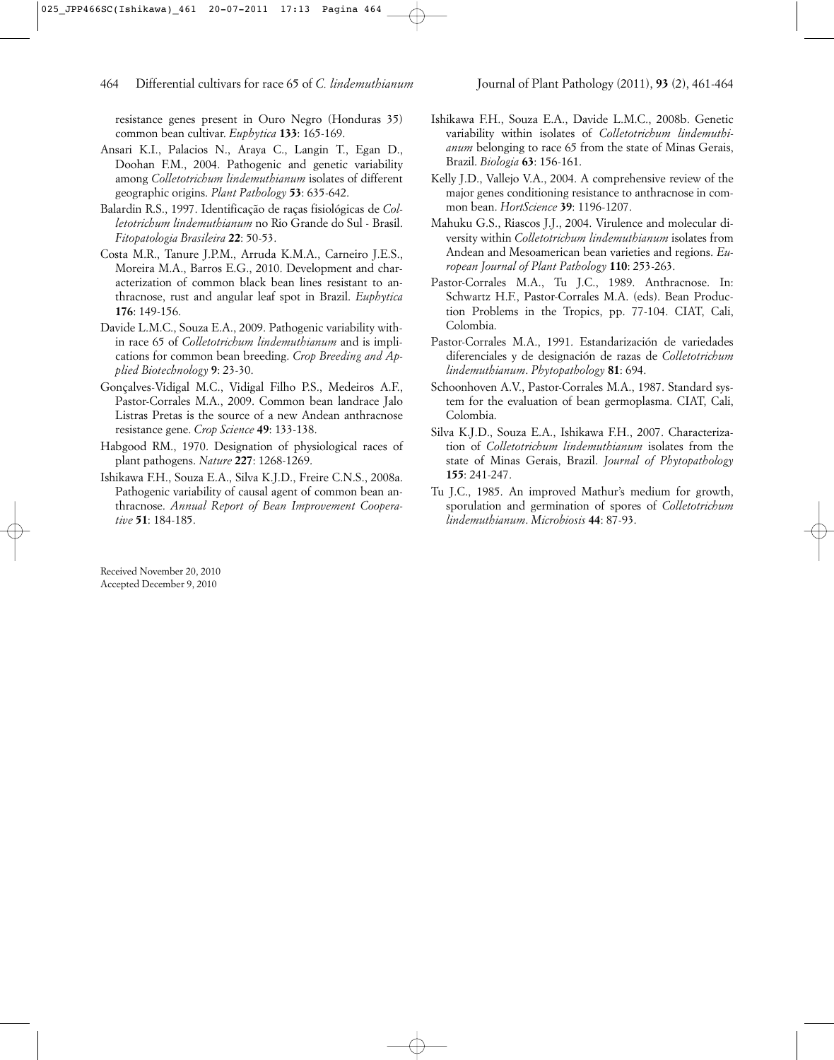resistance genes present in Ouro Negro (Honduras 35) common bean cultivar. *Euphytica* **133**: 165-169.

Ansari K.I., Palacios N., Araya C., Langin T., Egan D., Doohan F.M., 2004. Pathogenic and genetic variability among *Colletotrichum lindemuthianum* isolates of different geographic origins. *Plant Pathology* **53**: 635-642.

Balardin R.S., 1997. Identificação de raças fisiológicas de *Colletotrichum lindemuthianum* no Rio Grande do Sul - Brasil. *Fitopatologia Brasileira* **22**: 50-53.

Costa M.R., Tanure J.P.M., Arruda K.M.A., Carneiro J.E.S., Moreira M.A., Barros E.G., 2010. Development and characterization of common black bean lines resistant to anthracnose, rust and angular leaf spot in Brazil. *Euphytica* **176**: 149-156.

Davide L.M.C., Souza E.A., 2009. Pathogenic variability within race 65 of *Colletotrichum lindemuthianum* and is implications for common bean breeding. *Crop Breeding and Applied Biotechnology* **9**: 23-30.

Gonçalves-Vidigal M.C., Vidigal Filho P.S., Medeiros A.F., Pastor-Corrales M.A., 2009. Common bean landrace Jalo Listras Pretas is the source of a new Andean anthracnose resistance gene. *Crop Science* **49**: 133-138.

Habgood RM., 1970. Designation of physiological races of plant pathogens. *Nature* **227**: 1268-1269.

Ishikawa F.H., Souza E.A., Silva K.J.D., Freire C.N.S., 2008a. Pathogenic variability of causal agent of common bean anthracnose. *Annual Report of Bean Improvement Cooperative* **51**: 184-185.

Ishikawa F.H., Souza E.A., Davide L.M.C., 2008b. Genetic variability within isolates of *Colletotrichum lindemuthianum* belonging to race 65 from the state of Minas Gerais, Brazil. *Biologia* **63**: 156-161.

Kelly J.D., Vallejo V.A., 2004. A comprehensive review of the major genes conditioning resistance to anthracnose in common bean. *HortScience* **39**: 1196-1207.

Mahuku G.S., Riascos J.J., 2004. Virulence and molecular diversity within *Colletotrichum lindemuthianum* isolates from Andean and Mesoamerican bean varieties and regions. *European Journal of Plant Pathology* **110**: 253-263.

Pastor-Corrales M.A., Tu J.C., 1989. Anthracnose. In: Schwartz H.F., Pastor-Corrales M.A. (eds). Bean Production Problems in the Tropics, pp. 77-104. CIAT, Cali, Colombia.

Pastor-Corrales M.A., 1991. Estandarización de variedades diferenciales y de designación de razas de *Colletotrichum lindemuthianum*. *Phytopathology* **81**: 694.

Schoonhoven A.V., Pastor-Corrales M.A., 1987. Standard system for the evaluation of bean germoplasma. CIAT, Cali, Colombia.

Silva K.J.D., Souza E.A., Ishikawa F.H., 2007. Characterization of *Colletotrichum lindemuthianum* isolates from the state of Minas Gerais, Brazil. *Journal of Phytopathology* **155**: 241-247.

Tu J.C., 1985. An improved Mathur's medium for growth, sporulation and germination of spores of *Colletotrichum lindemuthianum*. *Microbiosis* **44**: 87-93.

Received November 20, 2010
Accepted December 9, 2010